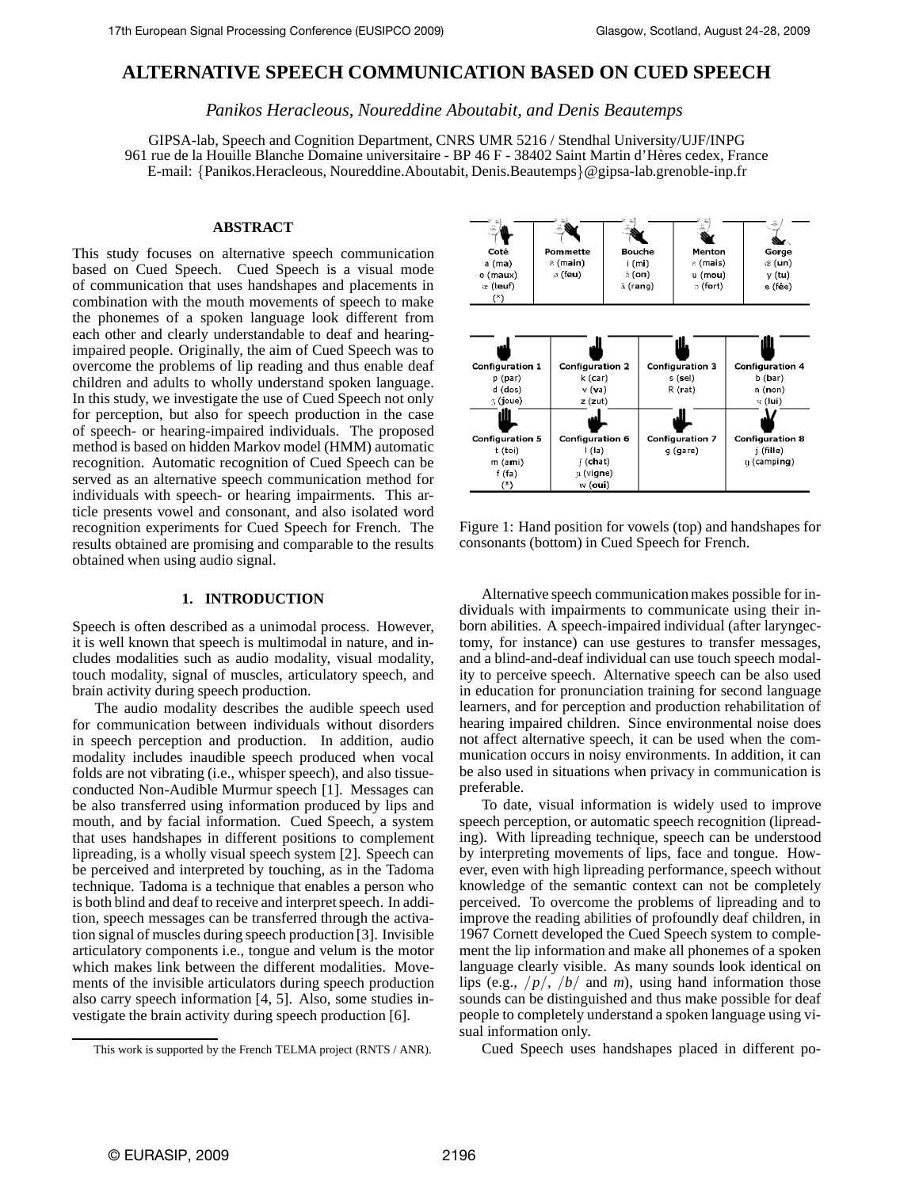# ALTERNATIVE SPEECH COMMUNICATION BASED ON CUED SPEECH

*Panikos Heracleous, Noureddine Aboutabit, and Denis Beautemps*

GIPSA-lab, Speech and Cognition Department, CNRS UMR 5216 / Stendhal University/UJF/INPG
961 rue de la Houille Blanche Domaine universitaire - BP 46 F - 38402 Saint Martin d'Hères cedex, France
E-mail: {Panikos.Heracleous, Noureddine.Aboutabit, Denis.Beautemps}@gipsa-lab.grenoble-inp.fr

## ABSTRACT

This study focuses on alternative speech communication based on Cued Speech. Cued Speech is a visual mode of communication that uses handshapes and placements in combination with the mouth movements of speech to make the phonemes of a spoken language look different from each other and clearly understandable to deaf and hearing-impaired people. Originally, the aim of Cued Speech was to overcome the problems of lip reading and thus enable deaf children and adults to wholly understand spoken language. In this study, we investigate the use of Cued Speech not only for perception, but also for speech production in the case of speech- or hearing-impaired individuals. The proposed method is based on hidden Markov model (HMM) automatic recognition. Automatic recognition of Cued Speech can be served as an alternative speech communication method for individuals with speech- or hearing impairments. This article presents vowel and consonant, and also isolated word recognition experiments for Cued Speech for French. The results obtained are promising and comparable to the results obtained when using audio signal.

| Coté | Pommette | Bouche | Menton | Gorge |
|---|---|---|---|---|
| a (ma)<br>o (maux)<br>œ (teuf)<br>(*) | ɛ̃ (main)<br>ø (feu) | i (mi)<br>ɔ̃ (on)<br>ɑ̃ (rang) | ɛ (mais)<br>u (mou)<br>ɔ (fort) | œ̃ (un)<br>y (tu)<br>e (fée) |

| Configuration 1 | Configuration 2 | Configuration 3 | Configuration 4 |
|---|---|---|---|
| p (par)<br>d (dos)<br>ʒ (joue) | k (car)<br>v (va)<br>z (zut) | s (sel)<br>R (rat) | b (bar)<br>n (non)<br>ɥ (lui) |
| **Configuration 5** | **Configuration 6** | **Configuration 7** | **Configuration 8** |
| t (toi)<br>m (ami)<br>f (fa)<br>(*) | l (la)<br>ʃ (chat)<br>ɲ (vigne)<br>w (oui) | g (gare) | j (fille)<br>ŋ (camping) |

Figure 1: Hand position for vowels (top) and handshapes for consonants (bottom) in Cued Speech for French.

## 1. INTRODUCTION

Speech is often described as a unimodal process. However, it is well known that speech is multimodal in nature, and includes modalities such as audio modality, visual modality, touch modality, signal of muscles, articulatory speech, and brain activity during speech production.

The audio modality describes the audible speech used for communication between individuals without disorders in speech perception and production. In addition, audio modality includes inaudible speech produced when vocal folds are not vibrating (i.e., whisper speech), and also tissue-conducted Non-Audible Murmur speech [1]. Messages can be also transferred using information produced by lips and mouth, and by facial information. Cued Speech, a system that uses handshapes in different positions to complement lipreading, is a wholly visual speech system [2]. Speech can be perceived and interpreted by touching, as in the Tadoma technique. Tadoma is a technique that enables a person who is both blind and deaf to receive and interpret speech. In addition, speech messages can be transferred through the activation signal of muscles during speech production [3]. Invisible articulatory components i.e., tongue and velum is the motor which makes link between the different modalities. Movements of the invisible articulators during speech production also carry speech information [4, 5]. Also, some studies investigate the brain activity during speech production [6].

Alternative speech communication makes possible for individuals with impairments to communicate using their inborn abilities. A speech-impaired individual (after laryngectomy, for instance) can use gestures to transfer messages, and a blind-and-deaf individual can use touch speech modality to perceive speech. Alternative speech can be also used in education for pronunciation training for second language learners, and for perception and production rehabilitation of hearing impaired children. Since environmental noise does not affect alternative speech, it can be used when the communication occurs in noisy environments. In addition, it can be also used in situations when privacy in communication is preferable.

To date, visual information is widely used to improve speech perception, or automatic speech recognition (lipreading). With lipreading technique, speech can be understood by interpreting movements of lips, face and tongue. However, even with high lipreading performance, speech without knowledge of the semantic context can not be completely perceived. To overcome the problems of lipreading and to improve the reading abilities of profoundly deaf children, in 1967 Cornett developed the Cued Speech system to complement the lip information and make all phonemes of a spoken language clearly visible. As many sounds look identical on lips (e.g., $/p/$, $/b/$ and $m$), using hand information those sounds can be distinguished and thus make possible for deaf people to completely understand a spoken language using visual information only.

Cued Speech uses handshapes placed in different po-

This work is supported by the French TELMA project (RNTS / ANR).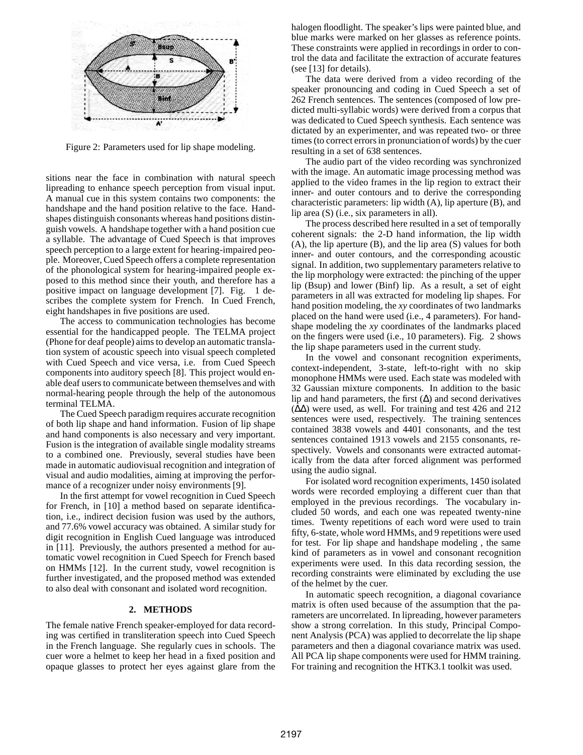Figure 2: Parameters used for lip shape modeling.

sitions near the face in combination with natural speech lipreading to enhance speech perception from visual input. A manual cue in this system contains two components: the handshape and the hand position relative to the face. Handshapes distinguish consonants whereas hand positions distinguish vowels. A handshape together with a hand position cue a syllable. The advantage of Cued Speech is that improves speech perception to a large extent for hearing-impaired people. Moreover, Cued Speech offers a complete representation of the phonological system for hearing-impaired people exposed to this method since their youth, and therefore has a positive impact on language development [7]. Fig. 1 describes the complete system for French. In Cued French, eight handshapes in five positions are used.

The access to communication technologies has become essential for the handicapped people. The TELMA project (Phone for deaf people) aims to develop an automatic translation system of acoustic speech into visual speech completed with Cued Speech and vice versa, i.e. from Cued Speech components into auditory speech [8]. This project would enable deaf users to communicate between themselves and with normal-hearing people through the help of the autonomous terminal TELMA.

The Cued Speech paradigm requires accurate recognition of both lip shape and hand information. Fusion of lip shape and hand components is also necessary and very important. Fusion is the integration of available single modality streams to a combined one. Previously, several studies have been made in automatic audiovisual recognition and integration of visual and audio modalities, aiming at improving the performance of a recognizer under noisy environments [9].

In the first attempt for vowel recognition in Cued Speech for French, in [10] a method based on separate identification, i.e., indirect decision fusion was used by the authors, and 77.6% vowel accuracy was obtained. A similar study for digit recognition in English Cued language was introduced in [11]. Previously, the authors presented a method for automatic vowel recognition in Cued Speech for French based on HMMs [12]. In the current study, vowel recognition is further investigated, and the proposed method was extended to also deal with consonant and isolated word recognition.

## 2. METHODS

The female native French speaker-employed for data recording was certified in transliteration speech into Cued Speech in the French language. She regularly cues in schools. The cuer wore a helmet to keep her head in a fixed position and opaque glasses to protect her eyes against glare from the halogen floodlight. The speaker's lips were painted blue, and blue marks were marked on her glasses as reference points. These constraints were applied in recordings in order to control the data and facilitate the extraction of accurate features (see [13] for details).

The data were derived from a video recording of the speaker pronouncing and coding in Cued Speech a set of 262 French sentences. The sentences (composed of low predicted multi-syllabic words) were derived from a corpus that was dedicated to Cued Speech synthesis. Each sentence was dictated by an experimenter, and was repeated two- or three times (to correct errors in pronunciation of words) by the cuer resulting in a set of 638 sentences.

The audio part of the video recording was synchronized with the image. An automatic image processing method was applied to the video frames in the lip region to extract their inner- and outer contours and to derive the corresponding characteristic parameters: lip width (A), lip aperture (B), and lip area (S) (i.e., six parameters in all).

The process described here resulted in a set of temporally coherent signals: the 2-D hand information, the lip width (A), the lip aperture (B), and the lip area (S) values for both inner- and outer contours, and the corresponding acoustic signal. In addition, two supplementary parameters relative to the lip morphology were extracted: the pinching of the upper lip (Bsup) and lower (Binf) lip. As a result, a set of eight parameters in all was extracted for modeling lip shapes. For hand position modeling, the *xy* coordinates of two landmarks placed on the hand were used (i.e., 4 parameters). For handshape modeling the *xy* coordinates of the landmarks placed on the fingers were used (i.e., 10 parameters). Fig. 2 shows the lip shape parameters used in the current study.

In the vowel and consonant recognition experiments, context-independent, 3-state, left-to-right with no skip monophone HMMs were used. Each state was modeled with 32 Gaussian mixture components. In addition to the basic lip and hand parameters, the first ($\Delta$) and second derivatives ($\Delta\Delta$) were used, as well. For training and test 426 and 212 sentences were used, respectively. The training sentences contained 3838 vowels and 4401 consonants, and the test sentences contained 1913 vowels and 2155 consonants, respectively. Vowels and consonants were extracted automatically from the data after forced alignment was performed using the audio signal.

For isolated word recognition experiments, 1450 isolated words were recorded employing a different cuer than that employed in the previous recordings. The vocabulary included 50 words, and each one was repeated twenty-nine times. Twenty repetitions of each word were used to train fifty, 6-state, whole word HMMs, and 9 repetitions were used for test. For lip shape and handshape modeling , the same kind of parameters as in vowel and consonant recognition experiments were used. In this data recording session, the recording constraints were eliminated by excluding the use of the helmet by the cuer.

In automatic speech recognition, a diagonal covariance matrix is often used because of the assumption that the parameters are uncorrelated. In lipreading, however parameters show a strong correlation. In this study, Principal Component Analysis (PCA) was applied to decorrelate the lip shape parameters and then a diagonal covariance matrix was used. All PCA lip shape components were used for HMM training. For training and recognition the HTK3.1 toolkit was used.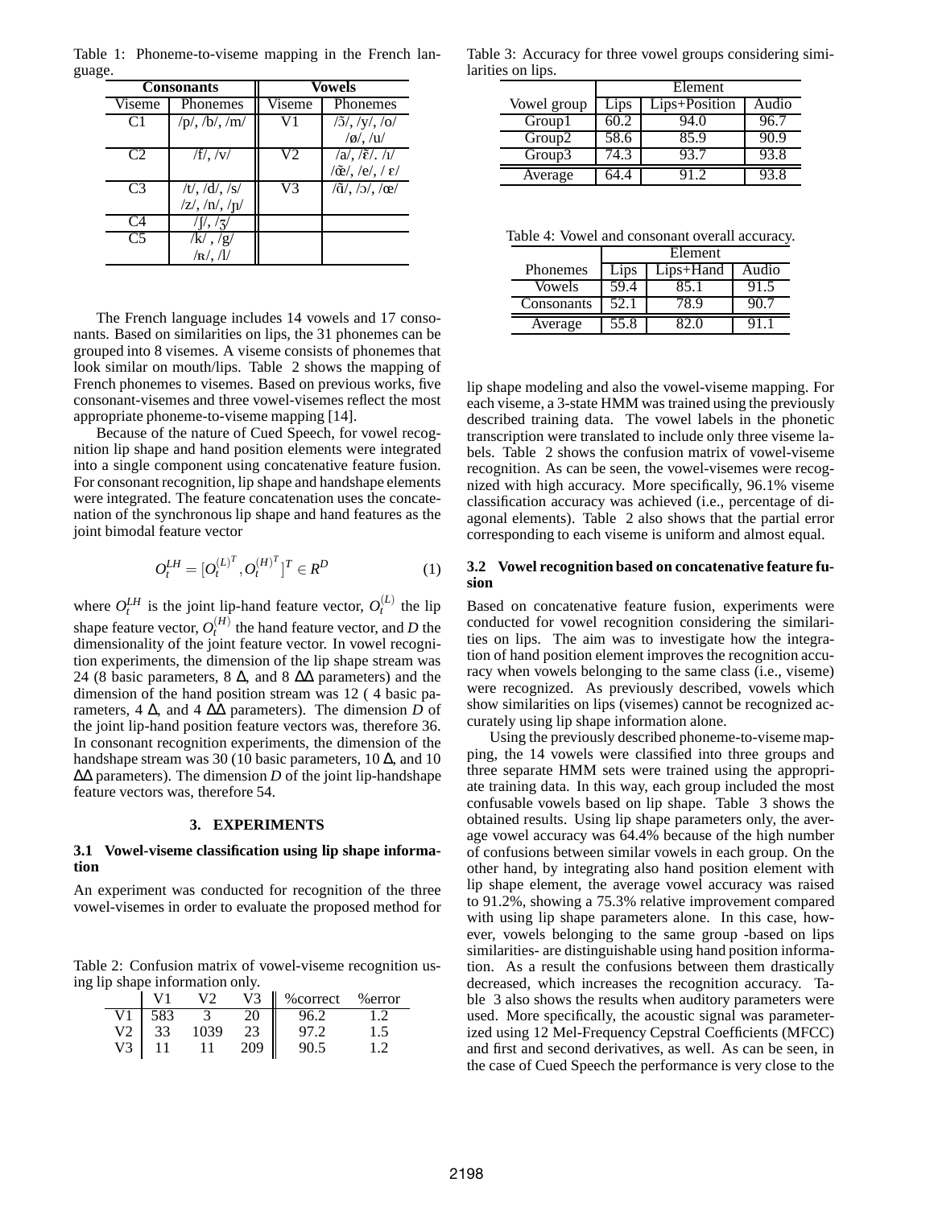Table 1: Phoneme-to-viseme mapping in the French language.

| Consonants | | Vowels | |
|---|---|---|---|
| Viseme | Phonemes | Viseme | Phonemes |
| C1 | /p/, /b/, /m/ | V1 | /ɔ̃/, /y/, /o/ /ø/, /u/ |
| C2 | /f/, /v/ | V2 | /a/, /ɛ̃/. /i/ /œ̃/, /e/, / ɛ/ |
| C3 | /t/, /d/, /s/ /z/, /n/, /ɲ/ | V3 | /ɑ̃/, /ɔ/, /œ/ |
| C4 | /ʃ/, /ʒ/ | | |
| C5 | /k/ , /g/ /ʀ/, /l/ | | |

The French language includes 14 vowels and 17 consonants. Based on similarities on lips, the 31 phonemes can be grouped into 8 visemes. A viseme consists of phonemes that look similar on mouth/lips. Table 2 shows the mapping of French phonemes to visemes. Based on previous works, five consonant-visemes and three vowel-visemes reflect the most appropriate phoneme-to-viseme mapping [14].

Because of the nature of Cued Speech, for vowel recognition lip shape and hand position elements were integrated into a single component using concatenative feature fusion. For consonant recognition, lip shape and handshape elements were integrated. The feature concatenation uses the concatenation of the synchronous lip shape and hand features as the joint bimodal feature vector

$$O_t^{LH} = [O_t^{(L)^T}, O_t^{(H)^T}]^T \in R^D \tag{1}$$

where $O_t^{LH}$ is the joint lip-hand feature vector, $O_t^{(L)}$ the lip shape feature vector, $O_t^{(H)}$ the hand feature vector, and $D$ the dimensionality of the joint feature vector. In vowel recognition experiments, the dimension of the lip shape stream was 24 (8 basic parameters, 8 $\Delta$, and 8 $\Delta\Delta$ parameters) and the dimension of the hand position stream was 12 ( 4 basic parameters, 4 $\Delta$, and 4 $\Delta\Delta$ parameters). The dimension $D$ of the joint lip-hand position feature vectors was, therefore 36. In consonant recognition experiments, the dimension of the handshape stream was 30 (10 basic parameters, 10 $\Delta$, and 10 $\Delta\Delta$ parameters). The dimension $D$ of the joint lip-handshape feature vectors was, therefore 54.

## 3. EXPERIMENTS

### 3.1 Vowel-viseme classification using lip shape information

An experiment was conducted for recognition of the three vowel-visemes in order to evaluate the proposed method for lip shape modeling and also the vowel-viseme mapping. For each viseme, a 3-state HMM was trained using the previously described training data. The vowel labels in the phonetic transcription were translated to include only three viseme labels. Table 2 shows the confusion matrix of vowel-viseme recognition. As can be seen, the vowel-visemes were recognized with high accuracy. More specifically, 96.1% viseme classification accuracy was achieved (i.e., percentage of diagonal elements). Table 2 also shows that the partial error corresponding to each viseme is uniform and almost equal.

Table 2: Confusion matrix of vowel-viseme recognition using lip shape information only.

| | V1 | V2 | V3 | %correct | %error |
|---|---|---|---|---|---|
| V1 | 583 | 3 | 20 | 96.2 | 1.2 |
| V2 | 33 | 1039 | 23 | 97.2 | 1.5 |
| V3 | 11 | 11 | 209 | 90.5 | 1.2 |

Table 3: Accuracy for three vowel groups considering similarities on lips.

| | Element | | |
|---|---|---|---|
| Vowel group | Lips | Lips+Position | Audio |
| Group1 | 60.2 | 94.0 | 96.7 |
| Group2 | 58.6 | 85.9 | 90.9 |
| Group3 | 74.3 | 93.7 | 93.8 |
| Average | 64.4 | 91.2 | 93.8 |

Table 4: Vowel and consonant overall accuracy.

| | Element | | |
|---|---|---|---|
| Phonemes | Lips | Lips+Hand | Audio |
| Vowels | 59.4 | 85.1 | 91.5 |
| Consonants | 52.1 | 78.9 | 90.7 |
| Average | 55.8 | 82.0 | 91.1 |

### 3.2 Vowel recognition based on concatenative feature fusion

Based on concatenative feature fusion, experiments were conducted for vowel recognition considering the similarities on lips. The aim was to investigate how the integration of hand position element improves the recognition accuracy when vowels belonging to the same class (i.e., viseme) were recognized. As previously described, vowels which show similarities on lips (visemes) cannot be recognized accurately using lip shape information alone.

Using the previously described phoneme-to-viseme mapping, the 14 vowels were classified into three groups and three separate HMM sets were trained using the appropriate training data. In this way, each group included the most confusable vowels based on lip shape. Table 3 shows the obtained results. Using lip shape parameters only, the average vowel accuracy was 64.4% because of the high number of confusions between similar vowels in each group. On the other hand, by integrating also hand position element with lip shape element, the average vowel accuracy was raised to 91.2%, showing a 75.3% relative improvement compared with using lip shape parameters alone. In this case, however, vowels belonging to the same group -based on lips similarities- are distinguishable using hand position information. As a result the confusions between them drastically decreased, which increases the recognition accuracy. Table 3 also shows the results when auditory parameters were used. More specifically, the acoustic signal was parameterized using 12 Mel-Frequency Cepstral Coefficients (MFCC) and first and second derivatives, as well. As can be seen, in the case of Cued Speech the performance is very close to the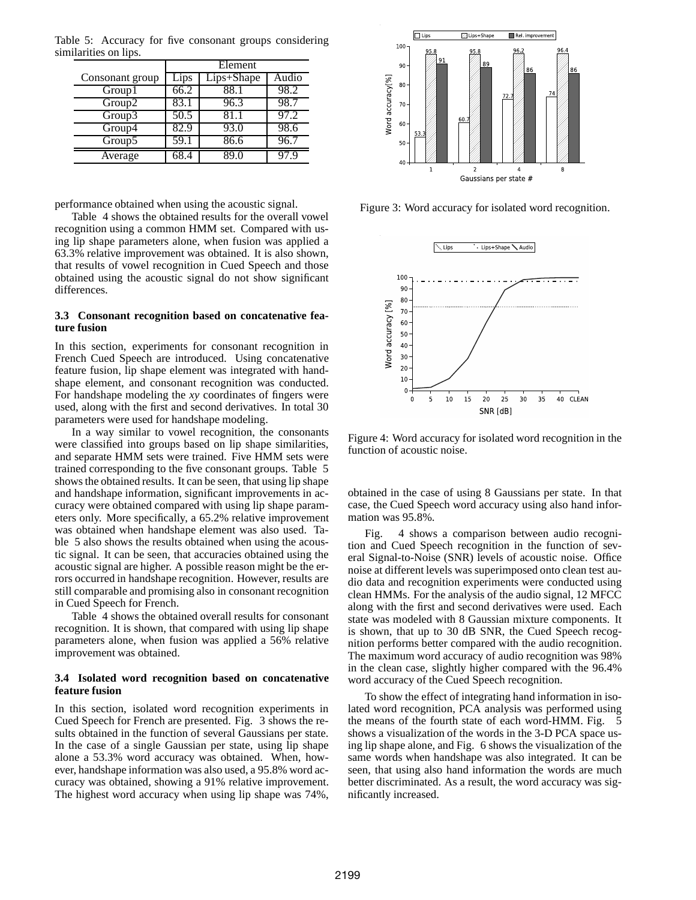Table 5: Accuracy for five consonant groups considering similarities on lips.

| Consonant group | Element | | |
|---|---|---|---|
| | Lips | Lips+Shape | Audio |
| Group1 | 66.2 | 88.1 | 98.2 |
| Group2 | 83.1 | 96.3 | 98.7 |
| Group3 | 50.5 | 81.1 | 97.2 |
| Group4 | 82.9 | 93.0 | 98.6 |
| Group5 | 59.1 | 86.6 | 96.7 |
| Average | 68.4 | 89.0 | 97.9 |

performance obtained when using the acoustic signal.

Table 4 shows the obtained results for the overall vowel recognition using a common HMM set. Compared with using lip shape parameters alone, when fusion was applied a 63.3% relative improvement was obtained. It is also shown, that results of vowel recognition in Cued Speech and those obtained using the acoustic signal do not show significant differences.

### 3.3 Consonant recognition based on concatenative feature fusion

In this section, experiments for consonant recognition in French Cued Speech are introduced. Using concatenative feature fusion, lip shape element was integrated with handshape element, and consonant recognition was conducted. For handshape modeling the *xy* coordinates of fingers were used, along with the first and second derivatives. In total 30 parameters were used for handshape modeling.

In a way similar to vowel recognition, the consonants were classified into groups based on lip shape similarities, and separate HMM sets were trained. Five HMM sets were trained corresponding to the five consonant groups. Table 5 shows the obtained results. It can be seen, that using lip shape and handshape information, significant improvements in accuracy were obtained compared with using lip shape parameters only. More specifically, a 65.2% relative improvement was obtained when handshape element was also used. Table 5 also shows the results obtained when using the acoustic signal. It can be seen, that accuracies obtained using the acoustic signal are higher. A possible reason might be the errors occurred in handshape recognition. However, results are still comparable and promising also in consonant recognition in Cued Speech for French.

Table 4 shows the obtained overall results for consonant recognition. It is shown, that compared with using lip shape parameters alone, when fusion was applied a 56% relative improvement was obtained.

### 3.4 Isolated word recognition based on concatenative feature fusion

In this section, isolated word recognition experiments in Cued Speech for French are presented. Fig. 3 shows the results obtained in the function of several Gaussians per state. In the case of a single Gaussian per state, using lip shape alone a 53.3% word accuracy was obtained. When, however, handshape information was also used, a 95.8% word accuracy was obtained, showing a 91% relative improvement. The highest word accuracy when using lip shape was 74%, obtained in the case of using 8 Gaussians per state. In that case, the Cued Speech word accuracy using also hand information was 95.8%.

Figure 3: Word accuracy for isolated word recognition.

Figure 4: Word accuracy for isolated word recognition in the function of acoustic noise.

Fig. 4 shows a comparison between audio recognition and Cued Speech recognition in the function of several Signal-to-Noise (SNR) levels of acoustic noise. Office noise at different levels was superimposed onto clean test audio data and recognition experiments were conducted using clean HMMs. For the analysis of the audio signal, 12 MFCC along with the first and second derivatives were used. Each state was modeled with 8 Gaussian mixture components. It is shown, that up to 30 dB SNR, the Cued Speech recognition performs better compared with the audio recognition. The maximum word accuracy of audio recognition was 98% in the clean case, slightly higher compared with the 96.4% word accuracy of the Cued Speech recognition.

To show the effect of integrating hand information in isolated word recognition, PCA analysis was performed using the means of the fourth state of each word-HMM. Fig. 5 shows a visualization of the words in the 3-D PCA space using lip shape alone, and Fig. 6 shows the visualization of the same words when handshape was also integrated. It can be seen, that using also hand information the words are much better discriminated. As a result, the word accuracy was significantly increased.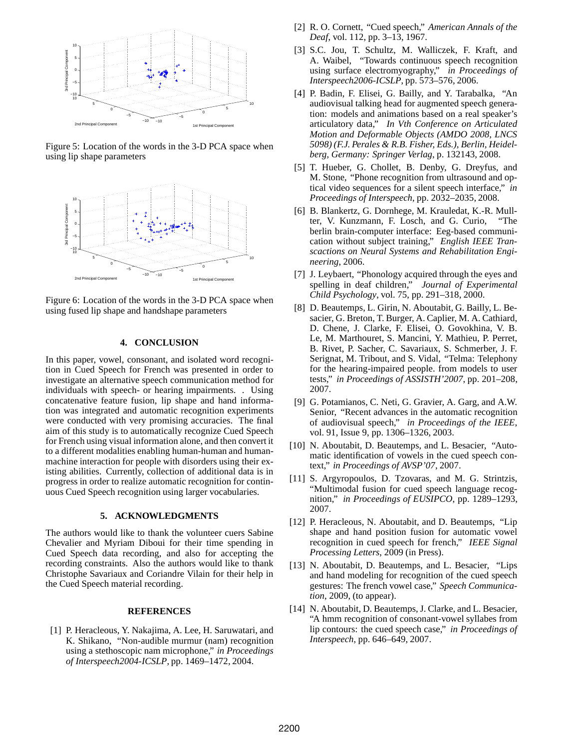10
5
0
−5
−10
10
5
0
−5
−10 −10
−5
0
5
10

3rd Principal Component
2nd Principal Component
1st Principal Component

Figure 5: Location of the words in the 3-D PCA space when using lip shape parameters

10
5
0
−5
−10
10
5
0
−5
−10 −10
−5
0
5
10

3rd Principal Component
2nd Principal Component
1st Principal Component

Figure 6: Location of the words in the 3-D PCA space when using fused lip shape and handshape parameters

## 4. CONCLUSION

In this paper, vowel, consonant, and isolated word recognition in Cued Speech for French was presented in order to investigate an alternative speech communication method for individuals with speech- or hearing impairments. . Using concatenative feature fusion, lip shape and hand information was integrated and automatic recognition experiments were conducted with very promising accuracies. The final aim of this study is to automatically recognize Cued Speech for French using visual information alone, and then convert it to a different modalities enabling human-human and human-machine interaction for people with disorders using their existing abilities. Currently, collection of additional data is in progress in order to realize automatic recognition for continuous Cued Speech recognition using larger vocabularies.

## 5. ACKNOWLEDGMENTS

The authors would like to thank the volunteer cuers Sabine Chevalier and Myriam Diboui for their time spending in Cued Speech data recording, and also for accepting the recording constraints. Also the authors would like to thank Christophe Savariaux and Coriandre Vilain for their help in the Cued Speech material recording.

## REFERENCES

[1] P. Heracleous, Y. Nakajima, A. Lee, H. Saruwatari, and K. Shikano, "Non-audible murmur (nam) recognition using a stethoscopic nam microphone," *in Proceedings of Interspeech2004-ICSLP*, pp. 1469–1472, 2004.

[2] R. O. Cornett, "Cued speech," *American Annals of the Deaf*, vol. 112, pp. 3–13, 1967.

[3] S.C. Jou, T. Schultz, M. Walliczek, F. Kraft, and A. Waibel, "Towards continuous speech recognition using surface electromyography," *in Proceedings of Interspeech2006-ICSLP*, pp. 573–576, 2006.

[4] P. Badin, F. Elisei, G. Bailly, and Y. Tarabalka, "An audiovisual talking head for augmented speech generation: models and animations based on a real speaker's articulatory data," *In Vth Conference on Articulated Motion and Deformable Objects (AMDO 2008, LNCS 5098) (F.J. Perales & R.B. Fisher, Eds.), Berlin, Heidelberg, Germany: Springer Verlag*, p. 132143, 2008.

[5] T. Hueber, G. Chollet, B. Denby, G. Dreyfus, and M. Stone, "Phone recognition from ultrasound and optical video sequences for a silent speech interface," *in Proceedings of Interspeech*, pp. 2032–2035, 2008.

[6] B. Blankertz, G. Dornhege, M. Krauledat, K.-R. Mullter, V. Kunzmann, F. Losch, and G. Curio, "The berlin brain-computer interface: Eeg-based communication without subject training," *English IEEE Transcactions on Neural Systems and Rehabilitation Engineering*, 2006.

[7] J. Leybaert, "Phonology acquired through the eyes and spelling in deaf children," *Journal of Experimental Child Psychology*, vol. 75, pp. 291–318, 2000.

[8] D. Beautemps, L. Girin, N. Aboutabit, G. Bailly, L. Besacier, G. Breton, T. Burger, A. Caplier, M. A. Cathiard, D. Chene, J. Clarke, F. Elisei, O. Govokhina, V. B. Le, M. Marthouret, S. Mancini, Y. Mathieu, P. Perret, B. Rivet, P. Sacher, C. Savariaux, S. Schmerber, J. F. Serignat, M. Tribout, and S. Vidal, "Telma: Telephony for the hearing-impaired people. from models to user tests," *in Proceedings of ASSISTH'2007*, pp. 201–208, 2007.

[9] G. Potamianos, C. Neti, G. Gravier, A. Garg, and A.W. Senior, "Recent advances in the automatic recognition of audiovisual speech," *in Proceedings of the IEEE*, vol. 91, Issue 9, pp. 1306–1326, 2003.

[10] N. Aboutabit, D. Beautemps, and L. Besacier, "Automatic identification of vowels in the cued speech context," *in Proceedings of AVSP'07*, 2007.

[11] S. Argyropoulos, D. Tzovaras, and M. G. Strintzis, "Multimodal fusion for cued speech language recognition," *in Proceedings of EUSIPCO*, pp. 1289–1293, 2007.

[12] P. Heracleous, N. Aboutabit, and D. Beautemps, "Lip shape and hand position fusion for automatic vowel recognition in cued speech for french," *IEEE Signal Processing Letters*, 2009 (in Press).

[13] N. Aboutabit, D. Beautemps, and L. Besacier, "Lips and hand modeling for recognition of the cued speech gestures: The french vowel case," *Speech Communication*, 2009, (to appear).

[14] N. Aboutabit, D. Beautemps, J. Clarke, and L. Besacier, "A hmm recognition of consonant-vowel syllabes from lip contours: the cued speech case," *in Proceedings of Interspeech*, pp. 646–649, 2007.